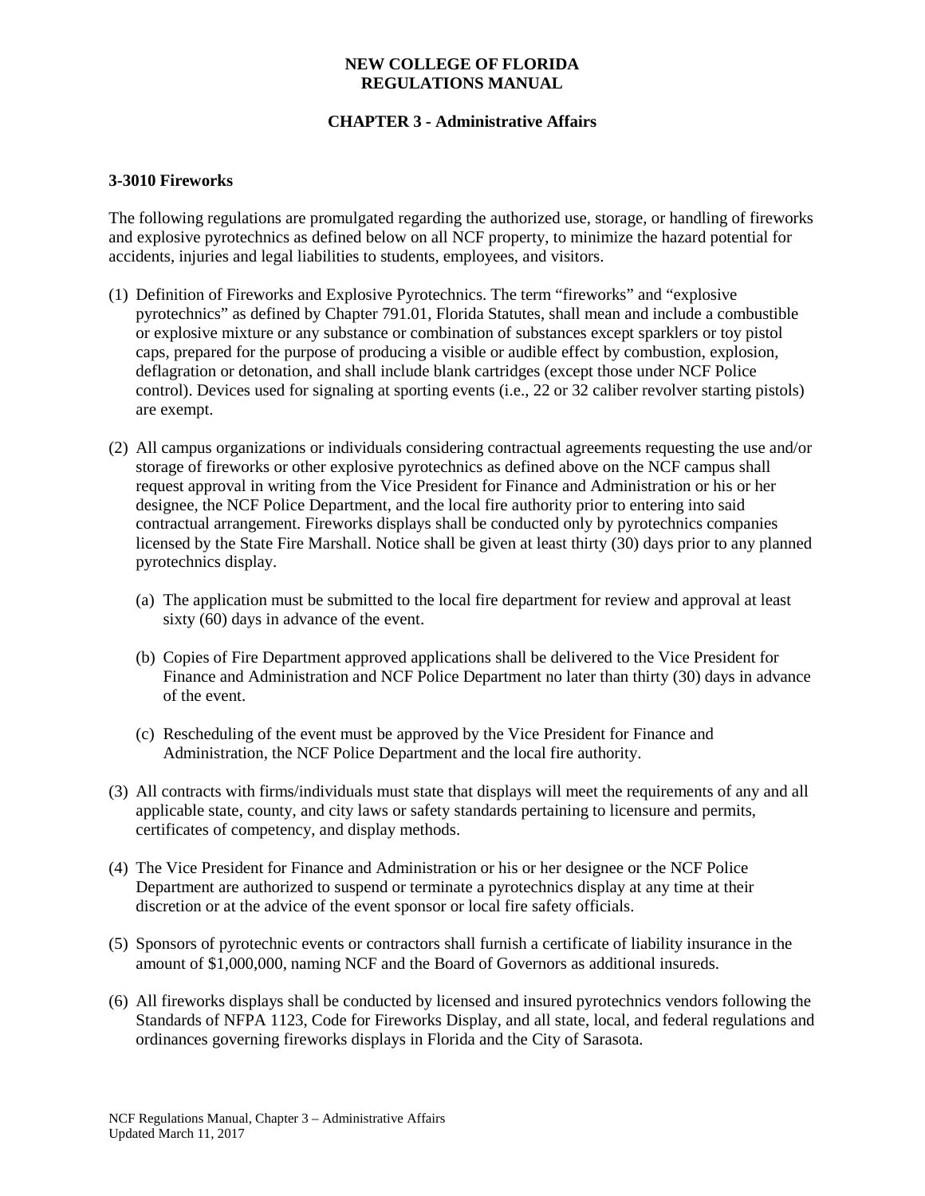**NEW COLLEGE OF FLORIDA**
**REGULATIONS MANUAL**

**CHAPTER 3 - Administrative Affairs**

### 3-3010 Fireworks

The following regulations are promulgated regarding the authorized use, storage, or handling of fireworks and explosive pyrotechnics as defined below on all NCF property, to minimize the hazard potential for accidents, injuries and legal liabilities to students, employees, and visitors.

(1) Definition of Fireworks and Explosive Pyrotechnics. The term "fireworks" and "explosive pyrotechnics" as defined by Chapter 791.01, Florida Statutes, shall mean and include a combustible or explosive mixture or any substance or combination of substances except sparklers or toy pistol caps, prepared for the purpose of producing a visible or audible effect by combustion, explosion, deflagration or detonation, and shall include blank cartridges (except those under NCF Police control). Devices used for signaling at sporting events (i.e., 22 or 32 caliber revolver starting pistols) are exempt.

(2) All campus organizations or individuals considering contractual agreements requesting the use and/or storage of fireworks or other explosive pyrotechnics as defined above on the NCF campus shall request approval in writing from the Vice President for Finance and Administration or his or her designee, the NCF Police Department, and the local fire authority prior to entering into said contractual arrangement. Fireworks displays shall be conducted only by pyrotechnics companies licensed by the State Fire Marshall. Notice shall be given at least thirty (30) days prior to any planned pyrotechnics display.

   (a) The application must be submitted to the local fire department for review and approval at least sixty (60) days in advance of the event.

   (b) Copies of Fire Department approved applications shall be delivered to the Vice President for Finance and Administration and NCF Police Department no later than thirty (30) days in advance of the event.

   (c) Rescheduling of the event must be approved by the Vice President for Finance and Administration, the NCF Police Department and the local fire authority.

(3) All contracts with firms/individuals must state that displays will meet the requirements of any and all applicable state, county, and city laws or safety standards pertaining to licensure and permits, certificates of competency, and display methods.

(4) The Vice President for Finance and Administration or his or her designee or the NCF Police Department are authorized to suspend or terminate a pyrotechnics display at any time at their discretion or at the advice of the event sponsor or local fire safety officials.

(5) Sponsors of pyrotechnic events or contractors shall furnish a certificate of liability insurance in the amount of $1,000,000, naming NCF and the Board of Governors as additional insureds.

(6) All fireworks displays shall be conducted by licensed and insured pyrotechnics vendors following the Standards of NFPA 1123, Code for Fireworks Display, and all state, local, and federal regulations and ordinances governing fireworks displays in Florida and the City of Sarasota.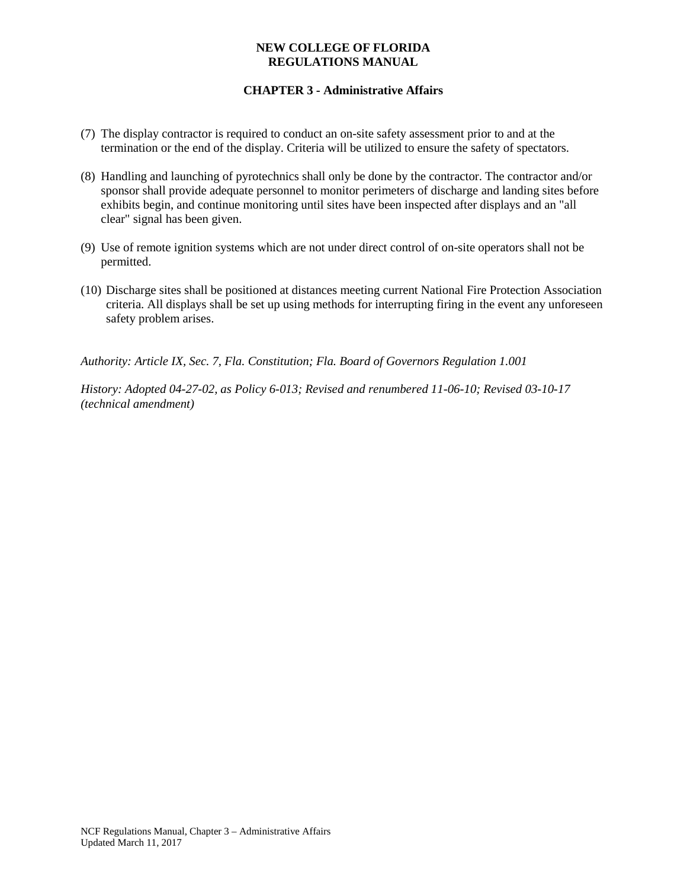(7) The display contractor is required to conduct an on-site safety assessment prior to and at the termination or the end of the display. Criteria will be utilized to ensure the safety of spectators.

(8) Handling and launching of pyrotechnics shall only be done by the contractor. The contractor and/or sponsor shall provide adequate personnel to monitor perimeters of discharge and landing sites before exhibits begin, and continue monitoring until sites have been inspected after displays and an "all clear" signal has been given.

(9) Use of remote ignition systems which are not under direct control of on-site operators shall not be permitted.

(10) Discharge sites shall be positioned at distances meeting current National Fire Protection Association criteria. All displays shall be set up using methods for interrupting firing in the event any unforeseen safety problem arises.

*Authority: Article IX, Sec. 7, Fla. Constitution; Fla. Board of Governors Regulation 1.001*

*History: Adopted 04-27-02, as Policy 6-013; Revised and renumbered 11-06-10; Revised 03-10-17 (technical amendment)*